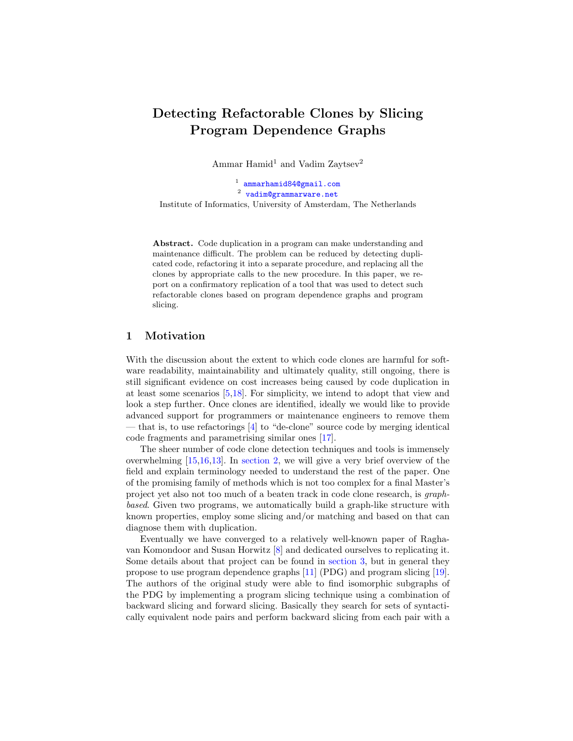// Detecting Refactorable Clones by Slicing Program Dependence Graphs

Ammar Hamid[1] and Vadim Zaytsev[2]

[1] ammarhamid84@gmail.com
[2] vadim@grammarware.net

Institute of Informatics, University of Amsterdam, The Netherlands

**Abstract.** Code duplication in a program can make understanding and maintenance difficult. The problem can be reduced by detecting duplicated code, refactoring it into a separate procedure, and replacing all the clones by appropriate calls to the new procedure. In this paper, we report on a confirmatory replication of a tool that was used to detect such refactorable clones based on program dependence graphs and program slicing.

## 1 Motivation

With the discussion about the extent to which code clones are harmful for software readability, maintainability and ultimately quality, still ongoing, there is still significant evidence on cost increases being caused by code duplication in at least some scenarios [5,18]. For simplicity, we intend to adopt that view and look a step further. Once clones are identified, ideally we would like to provide advanced support for programmers or maintenance engineers to remove them — that is, to use refactorings [4] to "de-clone" source code by merging identical code fragments and parametrising similar ones [17].

The sheer number of code clone detection techniques and tools is immensely overwhelming [15,16,13]. In section 2, we will give a very brief overview of the field and explain terminology needed to understand the rest of the paper. One of the promising family of methods which is not too complex for a final Master's project yet also not too much of a beaten track in code clone research, is *graph-based*. Given two programs, we automatically build a graph-like structure with known properties, employ some slicing and/or matching and based on that can diagnose them with duplication.

Eventually we have converged to a relatively well-known paper of Raghavan Komondoor and Susan Horwitz [8] and dedicated ourselves to replicating it. Some details about that project can be found in section 3, but in general they propose to use program dependence graphs [11] (PDG) and program slicing [19]. The authors of the original study were able to find isomorphic subgraphs of the PDG by implementing a program slicing technique using a combination of backward slicing and forward slicing. Basically they search for sets of syntactically equivalent node pairs and perform backward slicing from each pair with a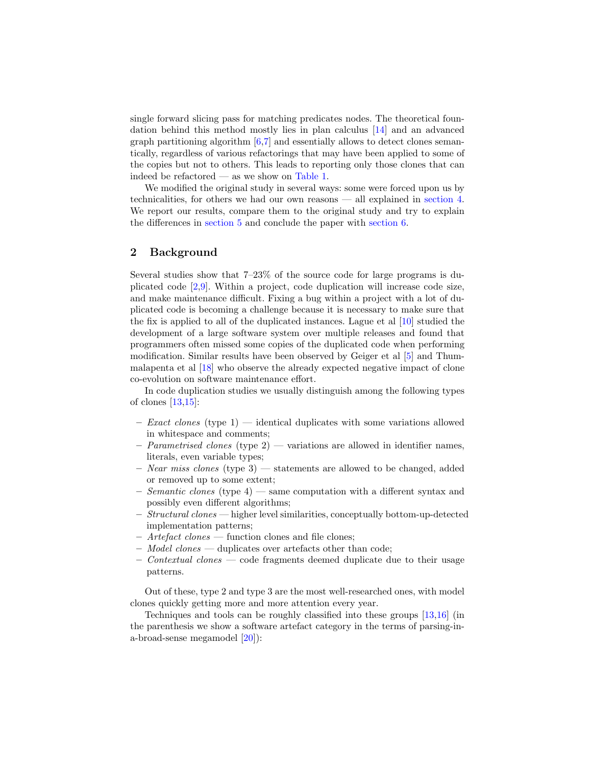single forward slicing pass for matching predicates nodes. The theoretical foundation behind this method mostly lies in plan calculus [14] and an advanced graph partitioning algorithm [6,7] and essentially allows to detect clones semantically, regardless of various refactorings that may have been applied to some of the copies but not to others. This leads to reporting only those clones that can indeed be refactored — as we show on Table 1.

We modified the original study in several ways: some were forced upon us by technicalities, for others we had our own reasons — all explained in section 4. We report our results, compare them to the original study and try to explain the differences in section 5 and conclude the paper with section 6.

## 2 Background

Several studies show that 7–23% of the source code for large programs is duplicated code [2,9]. Within a project, code duplication will increase code size, and make maintenance difficult. Fixing a bug within a project with a lot of duplicated code is becoming a challenge because it is necessary to make sure that the fix is applied to all of the duplicated instances. Lague et al [10] studied the development of a large software system over multiple releases and found that programmers often missed some copies of the duplicated code when performing modification. Similar results have been observed by Geiger et al [5] and Thummalapenta et al [18] who observe the already expected negative impact of clone co-evolution on software maintenance effort.

In code duplication studies we usually distinguish among the following types of clones [13,15]:

- *Exact clones* (type 1) — identical duplicates with some variations allowed in whitespace and comments;
- *Parametrised clones* (type 2) — variations are allowed in identifier names, literals, even variable types;
- *Near miss clones* (type 3) — statements are allowed to be changed, added or removed up to some extent;
- *Semantic clones* (type 4) — same computation with a different syntax and possibly even different algorithms;
- *Structural clones* — higher level similarities, conceptually bottom-up-detected implementation patterns;
- *Artefact clones* — function clones and file clones;
- *Model clones* — duplicates over artefacts other than code;
- *Contextual clones* — code fragments deemed duplicate due to their usage patterns.

Out of these, type 2 and type 3 are the most well-researched ones, with model clones quickly getting more and more attention every year.

Techniques and tools can be roughly classified into these groups [13,16] (in the parenthesis we show a software artefact category in the terms of parsing-in-a-broad-sense megamodel [20]):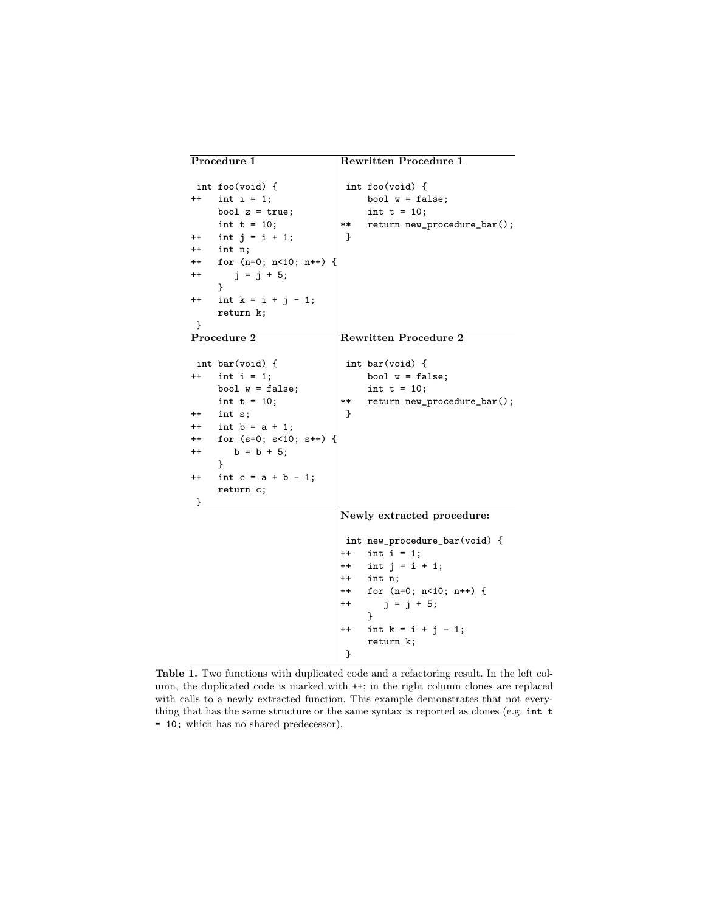| Procedure 1 | Rewritten Procedure 1 |
|---|---|
| <pre> int foo(void) {<br>++   int i = 1;<br>     bool z = true;<br>     int t = 10;<br>++   int j = i + 1;<br>++   int n;<br>++   for (n=0; n<10; n++) {<br>++      j = j + 5;<br>     }<br>++   int k = i + j - 1;<br>     return k;<br> }</pre> | <pre> int foo(void) {<br>     bool w = false;<br>     int t = 10;<br>**   return new_procedure_bar();<br> }</pre> |
| **Procedure 2** | **Rewritten Procedure 2** |
| <pre> int bar(void) {<br>++   int i = 1;<br>     bool w = false;<br>     int t = 10;<br>++   int s;<br>++   int b = a + 1;<br>++   for (s=0; s<10; s++) {<br>++      b = b + 5;<br>     }<br>++   int c = a + b - 1;<br>     return c;<br> }</pre> | <pre> int bar(void) {<br>     bool w = false;<br>     int t = 10;<br>**   return new_procedure_bar();<br> }</pre> |
| | **Newly extracted procedure:** |
| | <pre> int new_procedure_bar(void) {<br>++   int i = 1;<br>++   int j = i + 1;<br>++   int n;<br>++   for (n=0; n<10; n++) {<br>++      j = j + 5;<br>     }<br>++   int k = i + j - 1;<br>     return k;<br> }</pre> |

**Table 1.** Two functions with duplicated code and a refactoring result. In the left column, the duplicated code is marked with `++`; in the right column clones are replaced with calls to a newly extracted function. This example demonstrates that not everything that has the same structure or the same syntax is reported as clones (e.g. `int t = 10;` which has no shared predecessor).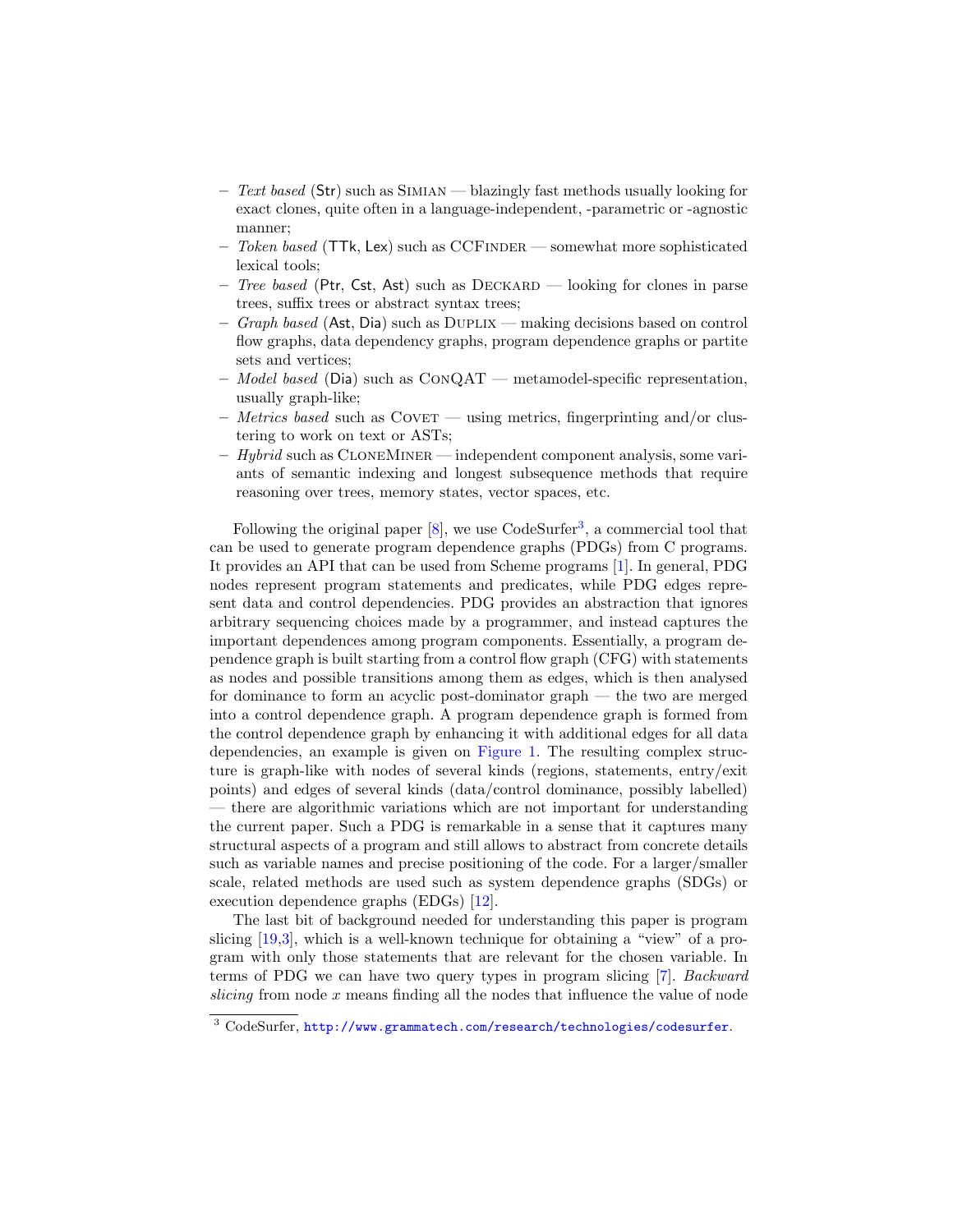- *Text based* (Str) such as SIMIAN — blazingly fast methods usually looking for exact clones, quite often in a language-independent, -parametric or -agnostic manner;
- *Token based* (TTk, Lex) such as CCFINDER — somewhat more sophisticated lexical tools;
- *Tree based* (Ptr, Cst, Ast) such as DECKARD — looking for clones in parse trees, suffix trees or abstract syntax trees;
- *Graph based* (Ast, Dia) such as DUPLIX — making decisions based on control flow graphs, data dependency graphs, program dependence graphs or partite sets and vertices;
- *Model based* (Dia) such as CONQAT — metamodel-specific representation, usually graph-like;
- *Metrics based* such as COVET — using metrics, fingerprinting and/or clustering to work on text or ASTs;
- *Hybrid* such as CLONEMINER — independent component analysis, some variants of semantic indexing and longest subsequence methods that require reasoning over trees, memory states, vector spaces, etc.

Following the original paper [8], we use CodeSurfer[3], a commercial tool that can be used to generate program dependence graphs (PDGs) from C programs. It provides an API that can be used from Scheme programs [1]. In general, PDG nodes represent program statements and predicates, while PDG edges represent data and control dependencies. PDG provides an abstraction that ignores arbitrary sequencing choices made by a programmer, and instead captures the important dependences among program components. Essentially, a program dependence graph is built starting from a control flow graph (CFG) with statements as nodes and possible transitions among them as edges, which is then analysed for dominance to form an acyclic post-dominator graph — the two are merged into a control dependence graph. A program dependence graph is formed from the control dependence graph by enhancing it with additional edges for all data dependencies, an example is given on Figure 1. The resulting complex structure is graph-like with nodes of several kinds (regions, statements, entry/exit points) and edges of several kinds (data/control dominance, possibly labelled) — there are algorithmic variations which are not important for understanding the current paper. Such a PDG is remarkable in a sense that it captures many structural aspects of a program and still allows to abstract from concrete details such as variable names and precise positioning of the code. For a larger/smaller scale, related methods are used such as system dependence graphs (SDGs) or execution dependence graphs (EDGs) [12].

The last bit of background needed for understanding this paper is program slicing [19,3], which is a well-known technique for obtaining a "view" of a program with only those statements that are relevant for the chosen variable. In terms of PDG we can have two query types in program slicing [7]. *Backward slicing* from node $x$ means finding all the nodes that influence the value of node

[3] CodeSurfer, http://www.grammatech.com/research/technologies/codesurfer.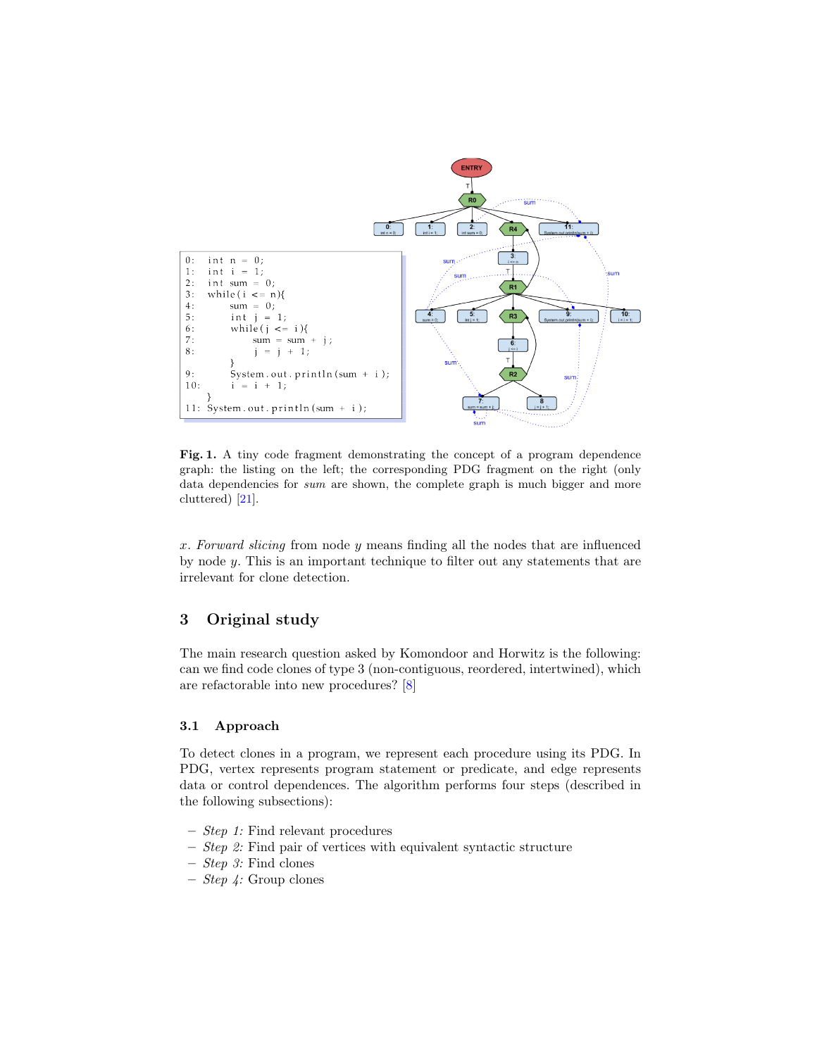```
0:   int n = 0;
1:   int i = 1;
2:   int sum = 0;
3:   while(i <= n){
4:       sum = 0;
5:       int j = 1;
6:       while(j <= i){
7:           sum = sum + j;
8:           j = j + 1;
         }
9:       System.out.println(sum + i);
10:      i = i + 1;
     }
11:  System.out.println(sum + i);
```

**Fig. 1.** A tiny code fragment demonstrating the concept of a program dependence graph: the listing on the left; the corresponding PDG fragment on the right (only data dependencies for *sum* are shown, the complete graph is much bigger and more cluttered) [21].

$x$. *Forward slicing* from node $y$ means finding all the nodes that are influenced by node $y$. This is an important technique to filter out any statements that are irrelevant for clone detection.

## 3 Original study

The main research question asked by Komondoor and Horwitz is the following: can we find code clones of type 3 (non-contiguous, reordered, intertwined), which are refactorable into new procedures? [8]

### 3.1 Approach

To detect clones in a program, we represent each procedure using its PDG. In PDG, vertex represents program statement or predicate, and edge represents data or control dependences. The algorithm performs four steps (described in the following subsections):

- *Step 1:* Find relevant procedures
- *Step 2:* Find pair of vertices with equivalent syntactic structure
- *Step 3:* Find clones
- *Step 4:* Group clones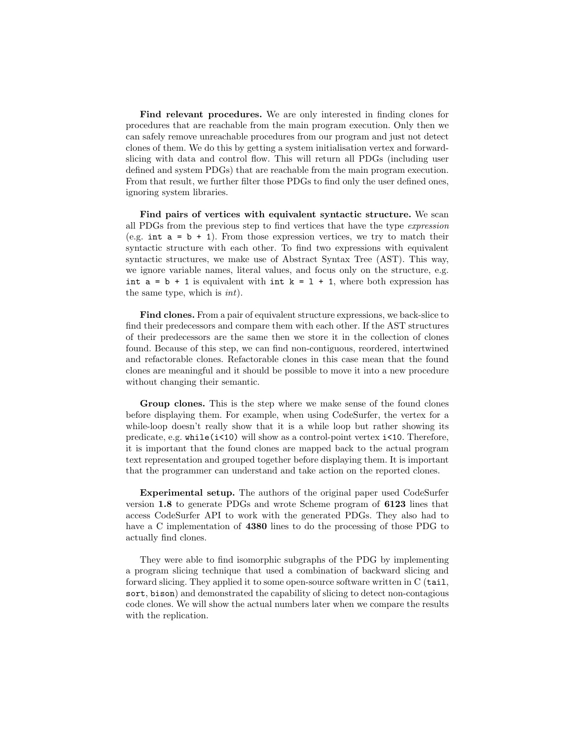**Find relevant procedures.** We are only interested in finding clones for procedures that are reachable from the main program execution. Only then we can safely remove unreachable procedures from our program and just not detect clones of them. We do this by getting a system initialisation vertex and forward-slicing with data and control flow. This will return all PDGs (including user defined and system PDGs) that are reachable from the main program execution. From that result, we further filter those PDGs to find only the user defined ones, ignoring system libraries.

**Find pairs of vertices with equivalent syntactic structure.** We scan all PDGs from the previous step to find vertices that have the type *expression* (e.g. `int a = b + 1`). From those expression vertices, we try to match their syntactic structure with each other. To find two expressions with equivalent syntactic structures, we make use of Abstract Syntax Tree (AST). This way, we ignore variable names, literal values, and focus only on the structure, e.g. `int a = b + 1` is equivalent with `int k = l + 1`, where both expression has the same type, which is *int*).

**Find clones.** From a pair of equivalent structure expressions, we back-slice to find their predecessors and compare them with each other. If the AST structures of their predecessors are the same then we store it in the collection of clones found. Because of this step, we can find non-contiguous, reordered, intertwined and refactorable clones. Refactorable clones in this case mean that the found clones are meaningful and it should be possible to move it into a new procedure without changing their semantic.

**Group clones.** This is the step where we make sense of the found clones before displaying them. For example, when using CodeSurfer, the vertex for a while-loop doesn't really show that it is a while loop but rather showing its predicate, e.g. `while(i<10)` will show as a control-point vertex `i<10`. Therefore, it is important that the found clones are mapped back to the actual program text representation and grouped together before displaying them. It is important that the programmer can understand and take action on the reported clones.

**Experimental setup.** The authors of the original paper used CodeSurfer version **1.8** to generate PDGs and wrote Scheme program of **6123** lines that access CodeSurfer API to work with the generated PDGs. They also had to have a C implementation of **4380** lines to do the processing of those PDG to actually find clones.

They were able to find isomorphic subgraphs of the PDG by implementing a program slicing technique that used a combination of backward slicing and forward slicing. They applied it to some open-source software written in C (`tail`, `sort`, `bison`) and demonstrated the capability of slicing to detect non-contagious code clones. We will show the actual numbers later when we compare the results with the replication.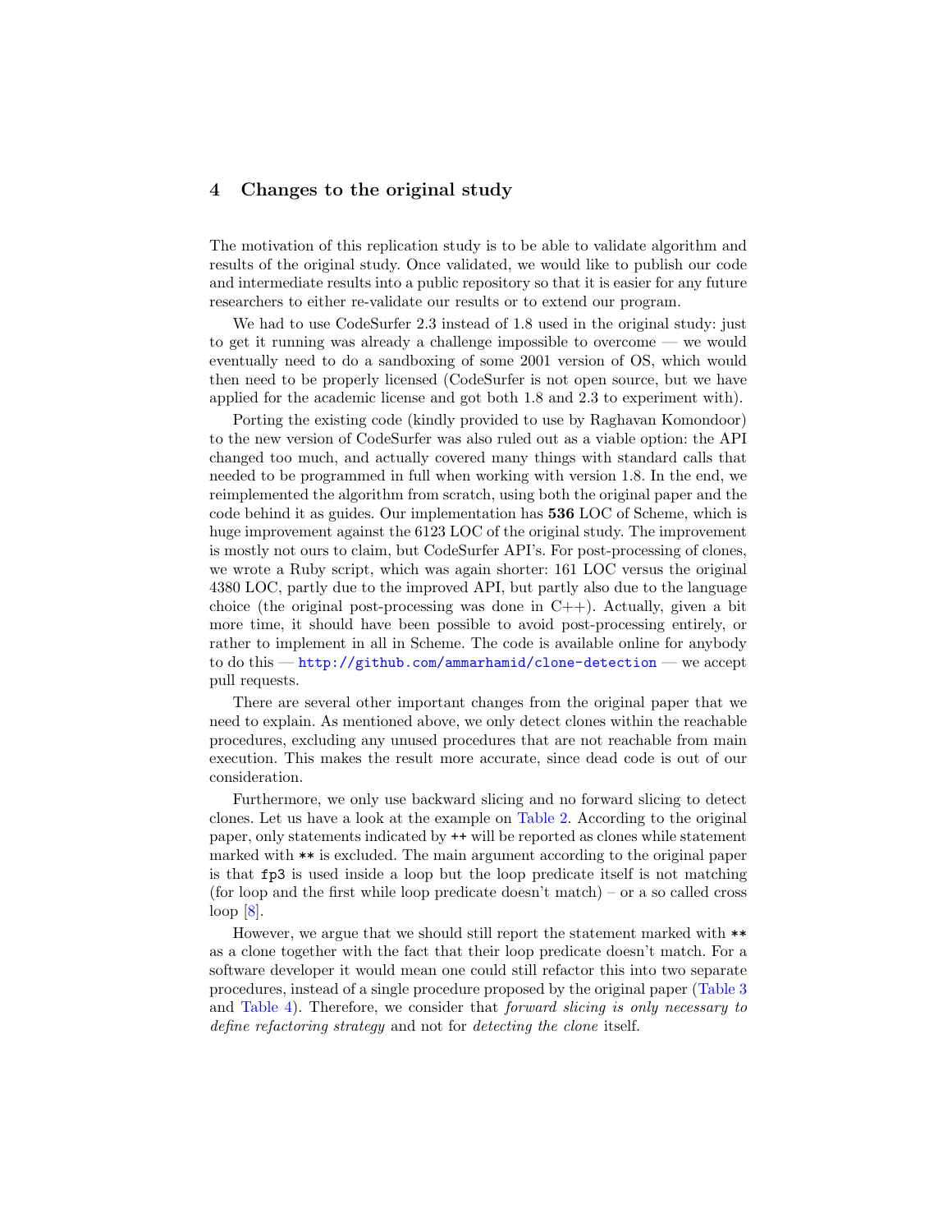## 4 Changes to the original study

The motivation of this replication study is to be able to validate algorithm and results of the original study. Once validated, we would like to publish our code and intermediate results into a public repository so that it is easier for any future researchers to either re-validate our results or to extend our program.

We had to use CodeSurfer 2.3 instead of 1.8 used in the original study: just to get it running was already a challenge impossible to overcome — we would eventually need to do a sandboxing of some 2001 version of OS, which would then need to be properly licensed (CodeSurfer is not open source, but we have applied for the academic license and got both 1.8 and 2.3 to experiment with).

Porting the existing code (kindly provided to use by Raghavan Komondoor) to the new version of CodeSurfer was also ruled out as a viable option: the API changed too much, and actually covered many things with standard calls that needed to be programmed in full when working with version 1.8. In the end, we reimplemented the algorithm from scratch, using both the original paper and the code behind it as guides. Our implementation has **536** LOC of Scheme, which is huge improvement against the 6123 LOC of the original study. The improvement is mostly not ours to claim, but CodeSurfer API's. For post-processing of clones, we wrote a Ruby script, which was again shorter: 161 LOC versus the original 4380 LOC, partly due to the improved API, but partly also due to the language choice (the original post-processing was done in C++). Actually, given a bit more time, it should have been possible to avoid post-processing entirely, or rather to implement in all in Scheme. The code is available online for anybody to do this — http://github.com/ammarhamid/clone-detection — we accept pull requests.

There are several other important changes from the original paper that we need to explain. As mentioned above, we only detect clones within the reachable procedures, excluding any unused procedures that are not reachable from main execution. This makes the result more accurate, since dead code is out of our consideration.

Furthermore, we only use backward slicing and no forward slicing to detect clones. Let us have a look at the example on Table 2. According to the original paper, only statements indicated by `++` will be reported as clones while statement marked with `**` is excluded. The main argument according to the original paper is that `fp3` is used inside a loop but the loop predicate itself is not matching (for loop and the first while loop predicate doesn't match) – or a so called cross loop [8].

However, we argue that we should still report the statement marked with `**` as a clone together with the fact that their loop predicate doesn't match. For a software developer it would mean one could still refactor this into two separate procedures, instead of a single procedure proposed by the original paper (Table 3 and Table 4). Therefore, we consider that *forward slicing is only necessary to define refactoring strategy* and not for *detecting the clone* itself.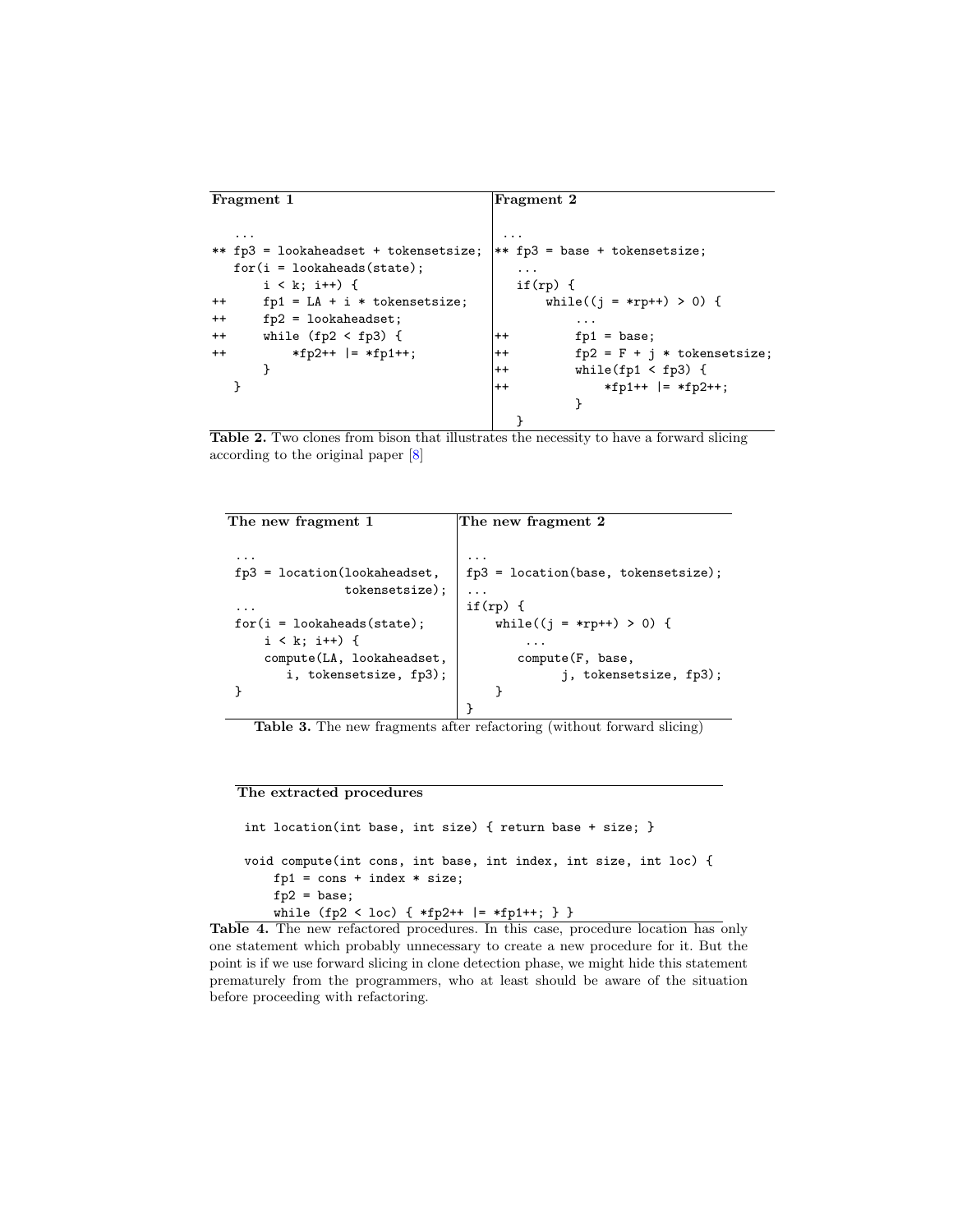| Fragment 1 | Fragment 2 |
|---|---|
| <pre>   ...<br>** fp3 = lookaheadset + tokensetsize;<br>   for(i = lookaheads(state);<br>       i < k; i++) {<br>++      fp1 = LA + i * tokensetsize;<br>++      fp2 = lookaheadset;<br>++      while (fp2 < fp3) {<br>++          *fp2++ \|= *fp1++;<br>        }<br>   }</pre> | <pre> ...<br>** fp3 = base + tokensetsize;<br>   ...<br>   if(rp) {<br>       while((j = *rp++) > 0) {<br>           ...<br>++         fp1 = base;<br>++         fp2 = F + j * tokensetsize;<br>++         while(fp1 < fp3) {<br>++             *fp1++ \|= *fp2++;<br>           }<br>   }</pre> |

**Table 2.** Two clones from bison that illustrates the necessity to have a forward slicing according to the original paper [8]

| The new fragment 1 | The new fragment 2 |
|---|---|
| <pre>...<br>fp3 = location(lookaheadset,<br>              tokensetsize);<br>...<br>for(i = lookaheads(state);<br>    i < k; i++) {<br>    compute(LA, lookaheadset,<br>       i, tokensetsize, fp3);<br>}</pre> | <pre>...<br>fp3 = location(base, tokensetsize);<br>...<br>if(rp) {<br>    while((j = *rp++) > 0) {<br>       ...<br>       compute(F, base,<br>             j, tokensetsize, fp3);<br>    }<br>}</pre> |

**Table 3.** The new fragments after refactoring (without forward slicing)

**The extracted procedures**

```
int location(int base, int size) { return base + size; }

void compute(int cons, int base, int index, int size, int loc) {
    fp1 = cons + index * size;
    fp2 = base;
    while (fp2 < loc) { *fp2++ |= *fp1++; } }
```

**Table 4.** The new refactored procedures. In this case, procedure location has only one statement which probably unnecessary to create a new procedure for it. But the point is if we use forward slicing in clone detection phase, we might hide this statement prematurely from the programmers, who at least should be aware of the situation before proceeding with refactoring.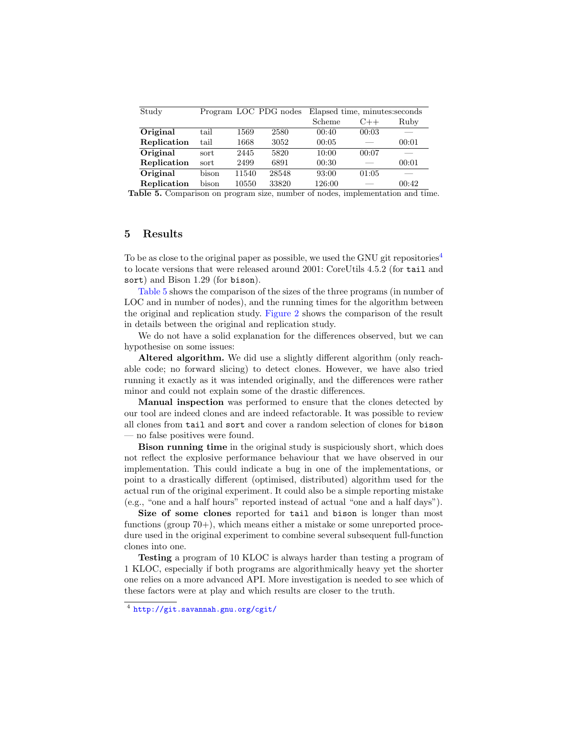| Study | Program | LOC | PDG nodes | Elapsed time, minutes:seconds | | |
|---|---|---|---|---|---|---|
| | | | | Scheme | C++ | Ruby |
| **Original** | tail | 1569 | 2580 | 00:40 | 00:03 | — |
| **Replication** | tail | 1668 | 3052 | 00:05 | — | 00:01 |
| **Original** | sort | 2445 | 5820 | 10:00 | 00:07 | — |
| **Replication** | sort | 2499 | 6891 | 00:30 | — | 00:01 |
| **Original** | bison | 11540 | 28548 | 93:00 | 01:05 | — |
| **Replication** | bison | 10550 | 33820 | 126:00 | — | 00:42 |

**Table 5.** Comparison on program size, number of nodes, implementation and time.

## 5 Results

To be as close to the original paper as possible, we used the GNU git repositories[4] to locate versions that were released around 2001: CoreUtils 4.5.2 (for `tail` and `sort`) and Bison 1.29 (for `bison`).

Table 5 shows the comparison of the sizes of the three programs (in number of LOC and in number of nodes), and the running times for the algorithm between the original and replication study. Figure 2 shows the comparison of the result in details between the original and replication study.

We do not have a solid explanation for the differences observed, but we can hypothesise on some issues:

**Altered algorithm.** We did use a slightly different algorithm (only reachable code; no forward slicing) to detect clones. However, we have also tried running it exactly as it was intended originally, and the differences were rather minor and could not explain some of the drastic differences.

**Manual inspection** was performed to ensure that the clones detected by our tool are indeed clones and are indeed refactorable. It was possible to review all clones from `tail` and `sort` and cover a random selection of clones for `bison` — no false positives were found.

**Bison running time** in the original study is suspiciously short, which does not reflect the explosive performance behaviour that we have observed in our implementation. This could indicate a bug in one of the implementations, or point to a drastically different (optimised, distributed) algorithm used for the actual run of the original experiment. It could also be a simple reporting mistake (e.g., "one and a half hours" reported instead of actual "one and a half days").

**Size of some clones** reported for `tail` and `bison` is longer than most functions (group 70+), which means either a mistake or some unreported procedure used in the original experiment to combine several subsequent full-function clones into one.

**Testing** a program of 10 KLOC is always harder than testing a program of 1 KLOC, especially if both programs are algorithmically heavy yet the shorter one relies on a more advanced API. More investigation is needed to see which of these factors were at play and which results are closer to the truth.

[4] http://git.savannah.gnu.org/cgit/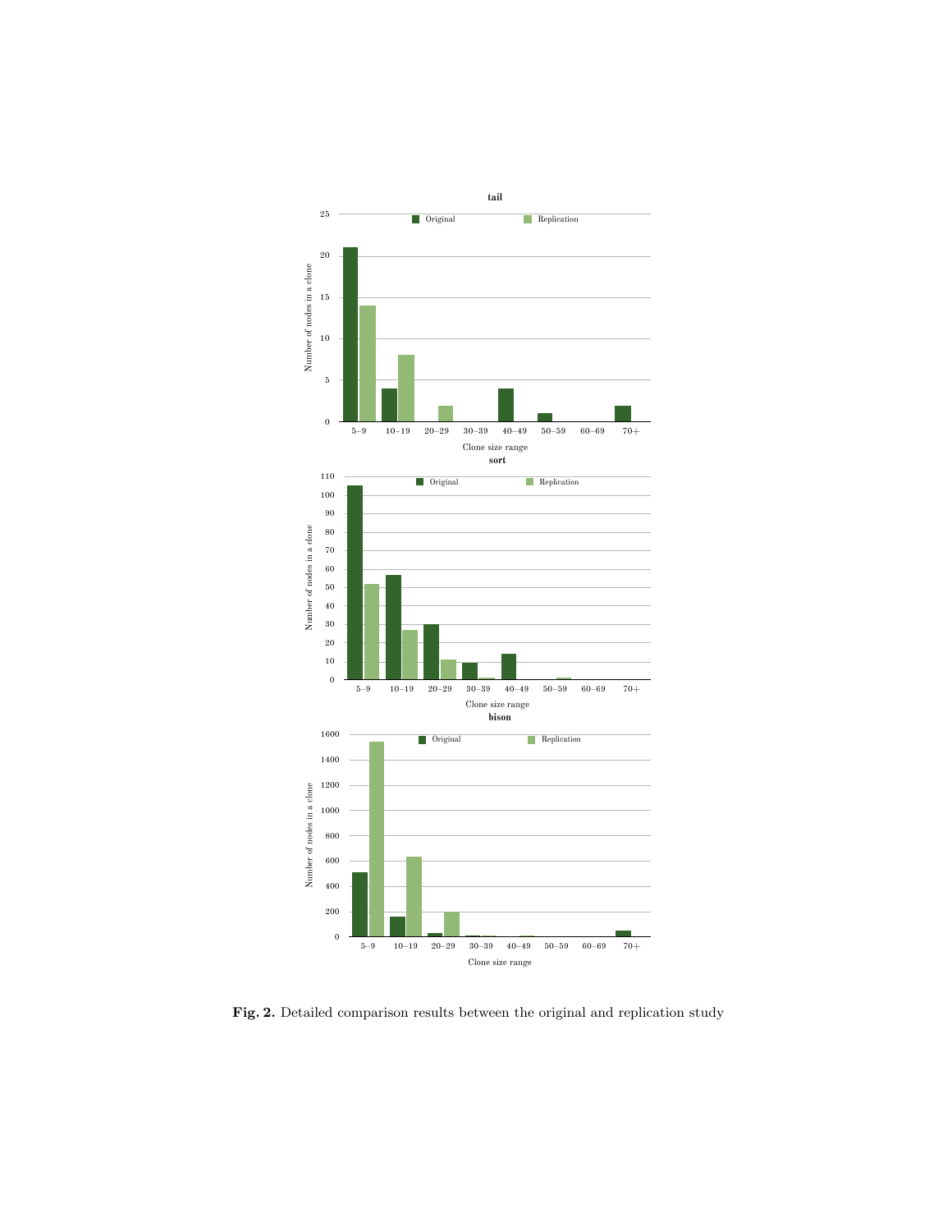Fig. 2. Detailed comparison results between the original and replication study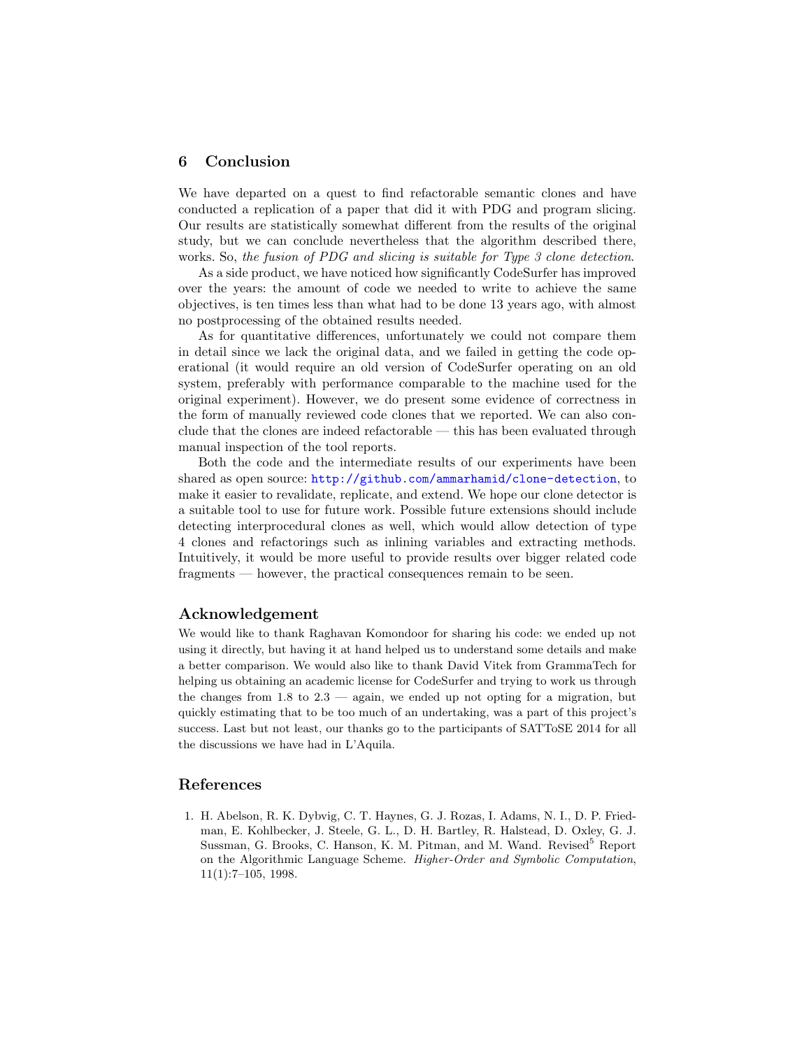## 6 Conclusion

We have departed on a quest to find refactorable semantic clones and have conducted a replication of a paper that did it with PDG and program slicing. Our results are statistically somewhat different from the results of the original study, but we can conclude nevertheless that the algorithm described there, works. So, *the fusion of PDG and slicing is suitable for Type 3 clone detection*.

As a side product, we have noticed how significantly CodeSurfer has improved over the years: the amount of code we needed to write to achieve the same objectives, is ten times less than what had to be done 13 years ago, with almost no postprocessing of the obtained results needed.

As for quantitative differences, unfortunately we could not compare them in detail since we lack the original data, and we failed in getting the code operational (it would require an old version of CodeSurfer operating on an old system, preferably with performance comparable to the machine used for the original experiment). However, we do present some evidence of correctness in the form of manually reviewed code clones that we reported. We can also conclude that the clones are indeed refactorable — this has been evaluated through manual inspection of the tool reports.

Both the code and the intermediate results of our experiments have been shared as open source: http://github.com/ammarhamid/clone-detection, to make it easier to revalidate, replicate, and extend. We hope our clone detector is a suitable tool to use for future work. Possible future extensions should include detecting interprocedural clones as well, which would allow detection of type 4 clones and refactorings such as inlining variables and extracting methods. Intuitively, it would be more useful to provide results over bigger related code fragments — however, the practical consequences remain to be seen.

## Acknowledgement

We would like to thank Raghavan Komondoor for sharing his code: we ended up not using it directly, but having it at hand helped us to understand some details and make a better comparison. We would also like to thank David Vitek from GrammaTech for helping us obtaining an academic license for CodeSurfer and trying to work us through the changes from 1.8 to 2.3 — again, we ended up not opting for a migration, but quickly estimating that to be too much of an undertaking, was a part of this project's success. Last but not least, our thanks go to the participants of SATToSE 2014 for all the discussions we have had in L'Aquila.

## References

1. H. Abelson, R. K. Dybvig, C. T. Haynes, G. J. Rozas, I. Adams, N. I., D. P. Friedman, E. Kohlbecker, J. Steele, G. L., D. H. Bartley, R. Halstead, D. Oxley, G. J. Sussman, G. Brooks, C. Hanson, K. M. Pitman, and M. Wand. Revised$^5$ Report on the Algorithmic Language Scheme. *Higher-Order and Symbolic Computation*, 11(1):7–105, 1998.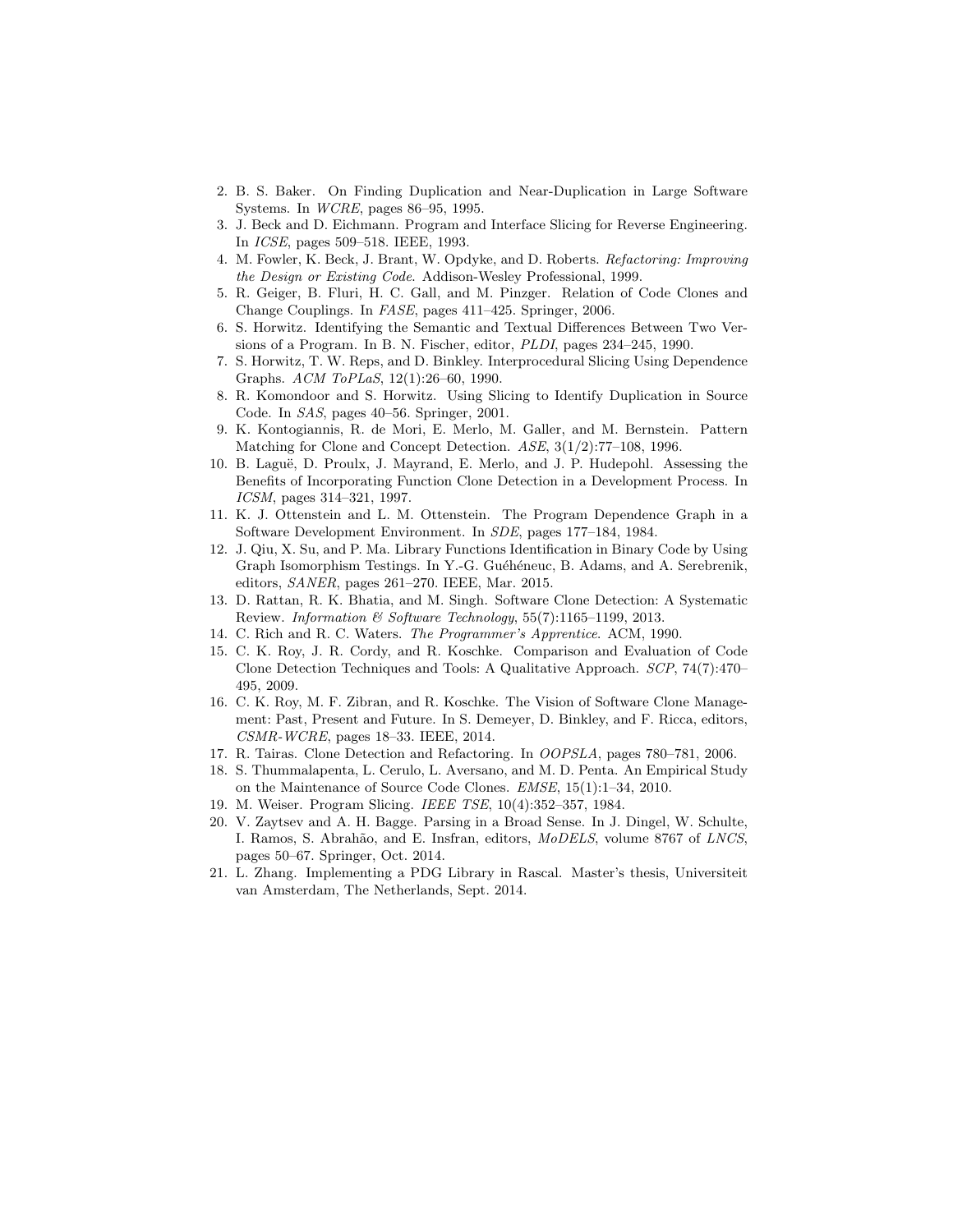2. B. S. Baker. On Finding Duplication and Near-Duplication in Large Software Systems. In *WCRE*, pages 86–95, 1995.
3. J. Beck and D. Eichmann. Program and Interface Slicing for Reverse Engineering. In *ICSE*, pages 509–518. IEEE, 1993.
4. M. Fowler, K. Beck, J. Brant, W. Opdyke, and D. Roberts. *Refactoring: Improving the Design or Existing Code*. Addison-Wesley Professional, 1999.
5. R. Geiger, B. Fluri, H. C. Gall, and M. Pinzger. Relation of Code Clones and Change Couplings. In *FASE*, pages 411–425. Springer, 2006.
6. S. Horwitz. Identifying the Semantic and Textual Differences Between Two Versions of a Program. In B. N. Fischer, editor, *PLDI*, pages 234–245, 1990.
7. S. Horwitz, T. W. Reps, and D. Binkley. Interprocedural Slicing Using Dependence Graphs. *ACM ToPLaS*, 12(1):26–60, 1990.
8. R. Komondoor and S. Horwitz. Using Slicing to Identify Duplication in Source Code. In *SAS*, pages 40–56. Springer, 2001.
9. K. Kontogiannis, R. de Mori, E. Merlo, M. Galler, and M. Bernstein. Pattern Matching for Clone and Concept Detection. *ASE*, 3(1/2):77–108, 1996.
10. B. Laguë, D. Proulx, J. Mayrand, E. Merlo, and J. P. Hudepohl. Assessing the Benefits of Incorporating Function Clone Detection in a Development Process. In *ICSM*, pages 314–321, 1997.
11. K. J. Ottenstein and L. M. Ottenstein. The Program Dependence Graph in a Software Development Environment. In *SDE*, pages 177–184, 1984.
12. J. Qiu, X. Su, and P. Ma. Library Functions Identification in Binary Code by Using Graph Isomorphism Testings. In Y.-G. Guéhéneuc, B. Adams, and A. Serebrenik, editors, *SANER*, pages 261–270. IEEE, Mar. 2015.
13. D. Rattan, R. K. Bhatia, and M. Singh. Software Clone Detection: A Systematic Review. *Information & Software Technology*, 55(7):1165–1199, 2013.
14. C. Rich and R. C. Waters. *The Programmer's Apprentice*. ACM, 1990.
15. C. K. Roy, J. R. Cordy, and R. Koschke. Comparison and Evaluation of Code Clone Detection Techniques and Tools: A Qualitative Approach. *SCP*, 74(7):470–495, 2009.
16. C. K. Roy, M. F. Zibran, and R. Koschke. The Vision of Software Clone Management: Past, Present and Future. In S. Demeyer, D. Binkley, and F. Ricca, editors, *CSMR-WCRE*, pages 18–33. IEEE, 2014.
17. R. Tairas. Clone Detection and Refactoring. In *OOPSLA*, pages 780–781, 2006.
18. S. Thummalapenta, L. Cerulo, L. Aversano, and M. D. Penta. An Empirical Study on the Maintenance of Source Code Clones. *EMSE*, 15(1):1–34, 2010.
19. M. Weiser. Program Slicing. *IEEE TSE*, 10(4):352–357, 1984.
20. V. Zaytsev and A. H. Bagge. Parsing in a Broad Sense. In J. Dingel, W. Schulte, I. Ramos, S. Abrahão, and E. Insfran, editors, *MoDELS*, volume 8767 of *LNCS*, pages 50–67. Springer, Oct. 2014.
21. L. Zhang. Implementing a PDG Library in Rascal. Master's thesis, Universiteit van Amsterdam, The Netherlands, Sept. 2014.